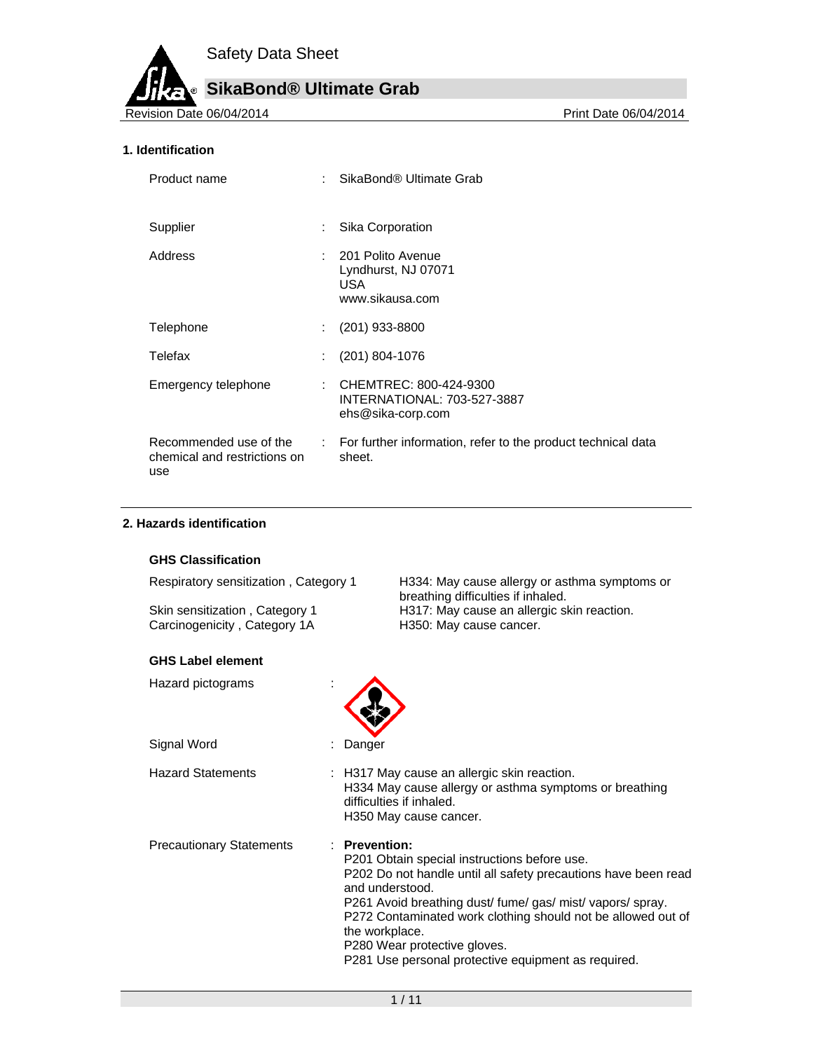# Safety Data Sheet

## SikaBond® Ultimate Grab

Revision Date 06/04/2014 | Print Date 06/04/2014

### 1. Identification

| | | |
|---|---|---|
| Product name | : | SikaBond® Ultimate Grab |
| Supplier | : | Sika Corporation |
| Address | : | 201 Polito Avenue<br>Lyndhurst, NJ 07071<br>USA<br>www.sikausa.com |
| Telephone | : | (201) 933-8800 |
| Telefax | : | (201) 804-1076 |
| Emergency telephone | : | CHEMTREC: 800-424-9300<br>INTERNATIONAL: 703-527-3887<br>ehs@sika-corp.com |
| Recommended use of the chemical and restrictions on use | : | For further information, refer to the product technical data sheet. |

### 2. Hazards identification

**GHS Classification**

| | |
|---|---|
| Respiratory sensitization , Category 1 | H334: May cause allergy or asthma symptoms or breathing difficulties if inhaled. |
| Skin sensitization , Category 1 | H317: May cause an allergic skin reaction. |
| Carcinogenicity , Category 1A | H350: May cause cancer. |

**GHS Label element**

Hazard pictograms :

Signal Word : Danger

Hazard Statements :
H317 May cause an allergic skin reaction.
H334 May cause allergy or asthma symptoms or breathing difficulties if inhaled.
H350 May cause cancer.

Precautionary Statements :
**Prevention:**
P201 Obtain special instructions before use.
P202 Do not handle until all safety precautions have been read and understood.
P261 Avoid breathing dust/ fume/ gas/ mist/ vapors/ spray.
P272 Contaminated work clothing should not be allowed out of the workplace.
P280 Wear protective gloves.
P281 Use personal protective equipment as required.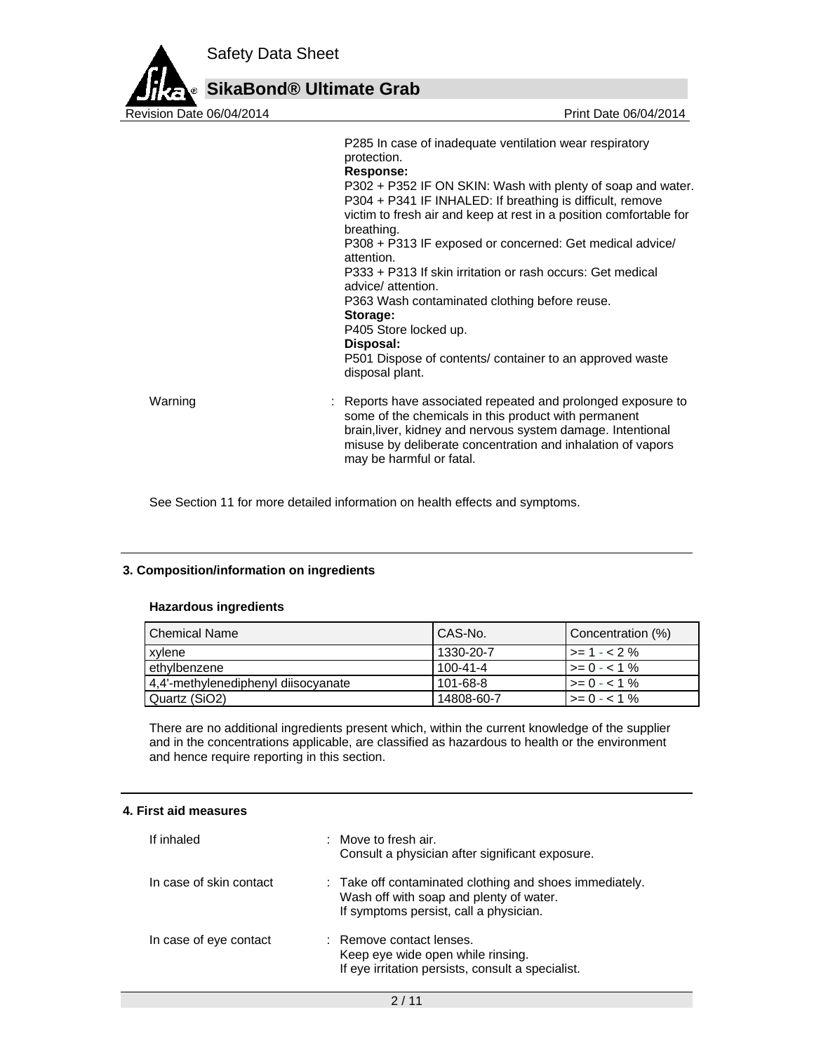P285 In case of inadequate ventilation wear respiratory protection.

**Response:**

P302 + P352 IF ON SKIN: Wash with plenty of soap and water.

P304 + P341 IF INHALED: If breathing is difficult, remove victim to fresh air and keep at rest in a position comfortable for breathing.

P308 + P313 IF exposed or concerned: Get medical advice/ attention.

P333 + P313 If skin irritation or rash occurs: Get medical advice/ attention.

P363 Wash contaminated clothing before reuse.

**Storage:**

P405 Store locked up.

**Disposal:**

P501 Dispose of contents/ container to an approved waste disposal plant.

Warning : Reports have associated repeated and prolonged exposure to some of the chemicals in this product with permanent brain,liver, kidney and nervous system damage. Intentional misuse by deliberate concentration and inhalation of vapors may be harmful or fatal.

See Section 11 for more detailed information on health effects and symptoms.

## 3. Composition/information on ingredients

### Hazardous ingredients

| Chemical Name | CAS-No. | Concentration (%) |
|---|---|---|
| xylene | 1330-20-7 | >= 1 - < 2 % |
| ethylbenzene | 100-41-4 | >= 0 - < 1 % |
| 4,4'-methylenediphenyl diisocyanate | 101-68-8 | >= 0 - < 1 % |
| Quartz ($SiO_2$) | 14808-60-7 | >= 0 - < 1 % |

There are no additional ingredients present which, within the current knowledge of the supplier and in the concentrations applicable, are classified as hazardous to health or the environment and hence require reporting in this section.

## 4. First aid measures

If inhaled : Move to fresh air.
Consult a physician after significant exposure.

In case of skin contact : Take off contaminated clothing and shoes immediately.
Wash off with soap and plenty of water.
If symptoms persist, call a physician.

In case of eye contact : Remove contact lenses.
Keep eye wide open while rinsing.
If eye irritation persists, consult a specialist.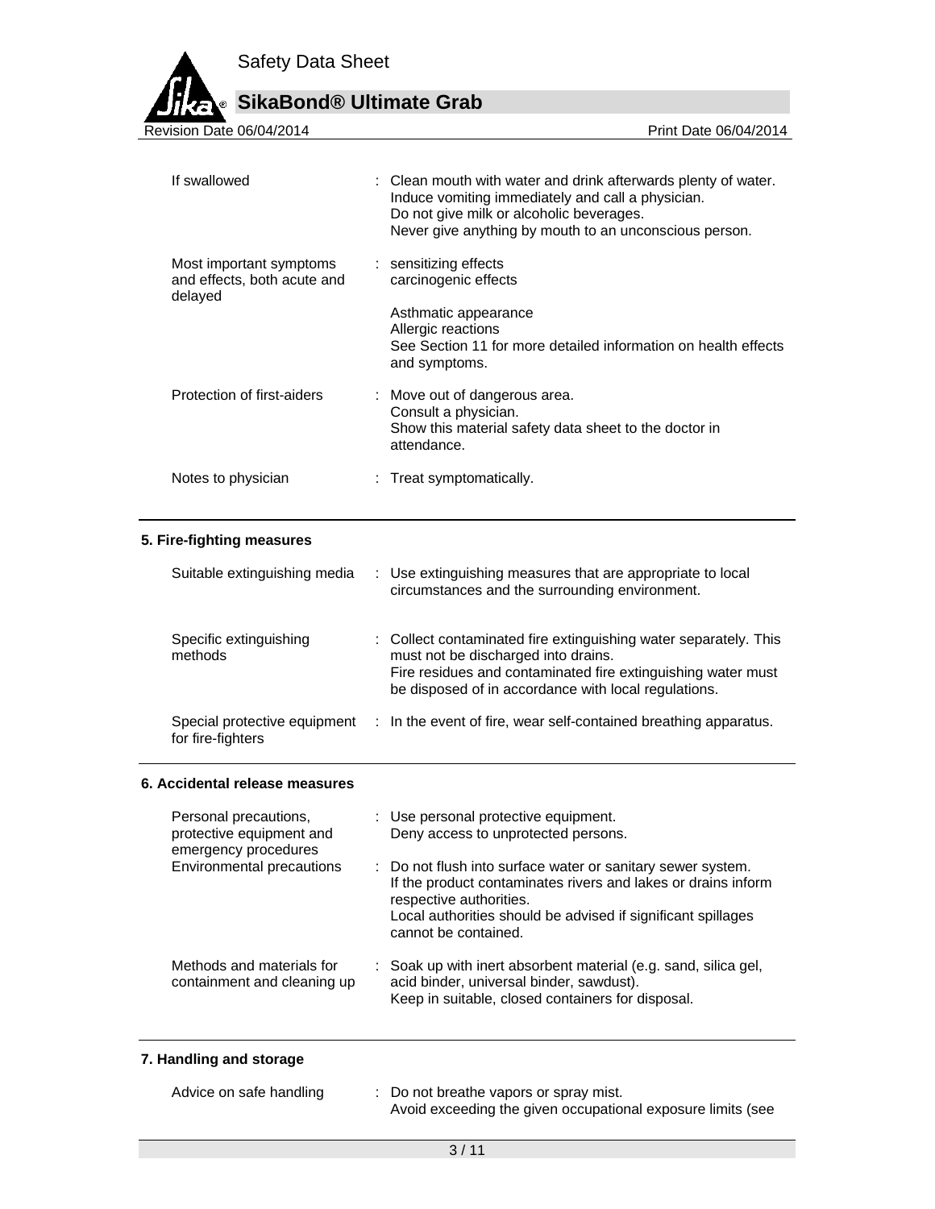| | | |
|---|---|---|
| If swallowed | : | Clean mouth with water and drink afterwards plenty of water.<br>Induce vomiting immediately and call a physician.<br>Do not give milk or alcoholic beverages.<br>Never give anything by mouth to an unconscious person. |
| Most important symptoms and effects, both acute and delayed | : | sensitizing effects<br>carcinogenic effects<br><br>Asthmatic appearance<br>Allergic reactions<br>See Section 11 for more detailed information on health effects and symptoms. |
| Protection of first-aiders | : | Move out of dangerous area.<br>Consult a physician.<br>Show this material safety data sheet to the doctor in attendance. |
| Notes to physician | : | Treat symptomatically. |

## 5. Fire-fighting measures

| | | |
|---|---|---|
| Suitable extinguishing media | : | Use extinguishing measures that are appropriate to local circumstances and the surrounding environment. |
| Specific extinguishing methods | : | Collect contaminated fire extinguishing water separately. This must not be discharged into drains.<br>Fire residues and contaminated fire extinguishing water must be disposed of in accordance with local regulations. |
| Special protective equipment for fire-fighters | : | In the event of fire, wear self-contained breathing apparatus. |

## 6. Accidental release measures

| | | |
|---|---|---|
| Personal precautions, protective equipment and emergency procedures | : | Use personal protective equipment.<br>Deny access to unprotected persons. |
| Environmental precautions | : | Do not flush into surface water or sanitary sewer system.<br>If the product contaminates rivers and lakes or drains inform respective authorities.<br>Local authorities should be advised if significant spillages cannot be contained. |
| Methods and materials for containment and cleaning up | : | Soak up with inert absorbent material (e.g. sand, silica gel, acid binder, universal binder, sawdust).<br>Keep in suitable, closed containers for disposal. |

## 7. Handling and storage

| | | |
|---|---|---|
| Advice on safe handling | : | Do not breathe vapors or spray mist.<br>Avoid exceeding the given occupational exposure limits (see |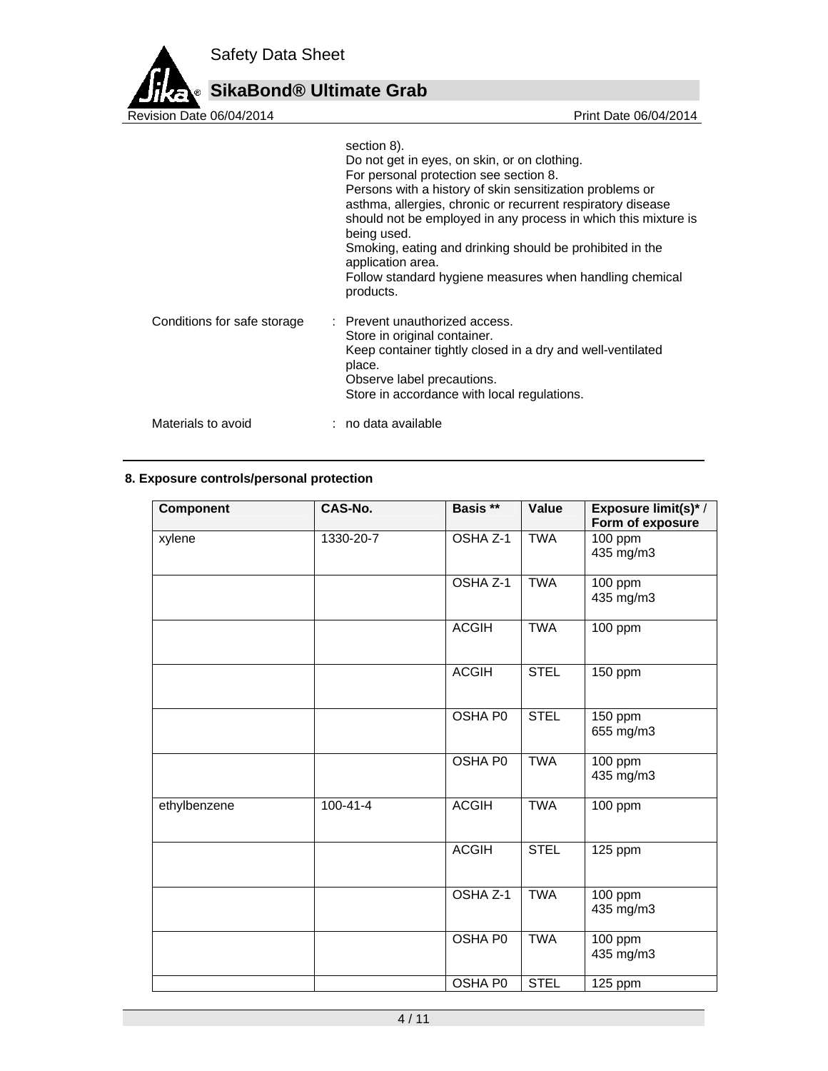section 8).
Do not get in eyes, on skin, or on clothing.
For personal protection see section 8.
Persons with a history of skin sensitization problems or asthma, allergies, chronic or recurrent respiratory disease should not be employed in any process in which this mixture is being used.
Smoking, eating and drinking should be prohibited in the application area.
Follow standard hygiene measures when handling chemical products.

Conditions for safe storage : Prevent unauthorized access.
Store in original container.
Keep container tightly closed in a dry and well-ventilated place.
Observe label precautions.
Store in accordance with local regulations.

Materials to avoid : no data available

## 8. Exposure controls/personal protection

| Component | CAS-No. | Basis ** | Value | Exposure limit(s)* / Form of exposure |
|---|---|---|---|---|
| xylene | 1330-20-7 | OSHA Z-1 | TWA | 100 ppm<br>435 mg/m3 |
| | | OSHA Z-1 | TWA | 100 ppm<br>435 mg/m3 |
| | | ACGIH | TWA | 100 ppm |
| | | ACGIH | STEL | 150 ppm |
| | | OSHA P0 | STEL | 150 ppm<br>655 mg/m3 |
| | | OSHA P0 | TWA | 100 ppm<br>435 mg/m3 |
| ethylbenzene | 100-41-4 | ACGIH | TWA | 100 ppm |
| | | ACGIH | STEL | 125 ppm |
| | | OSHA Z-1 | TWA | 100 ppm<br>435 mg/m3 |
| | | OSHA P0 | TWA | 100 ppm<br>435 mg/m3 |
| | | OSHA P0 | STEL | 125 ppm |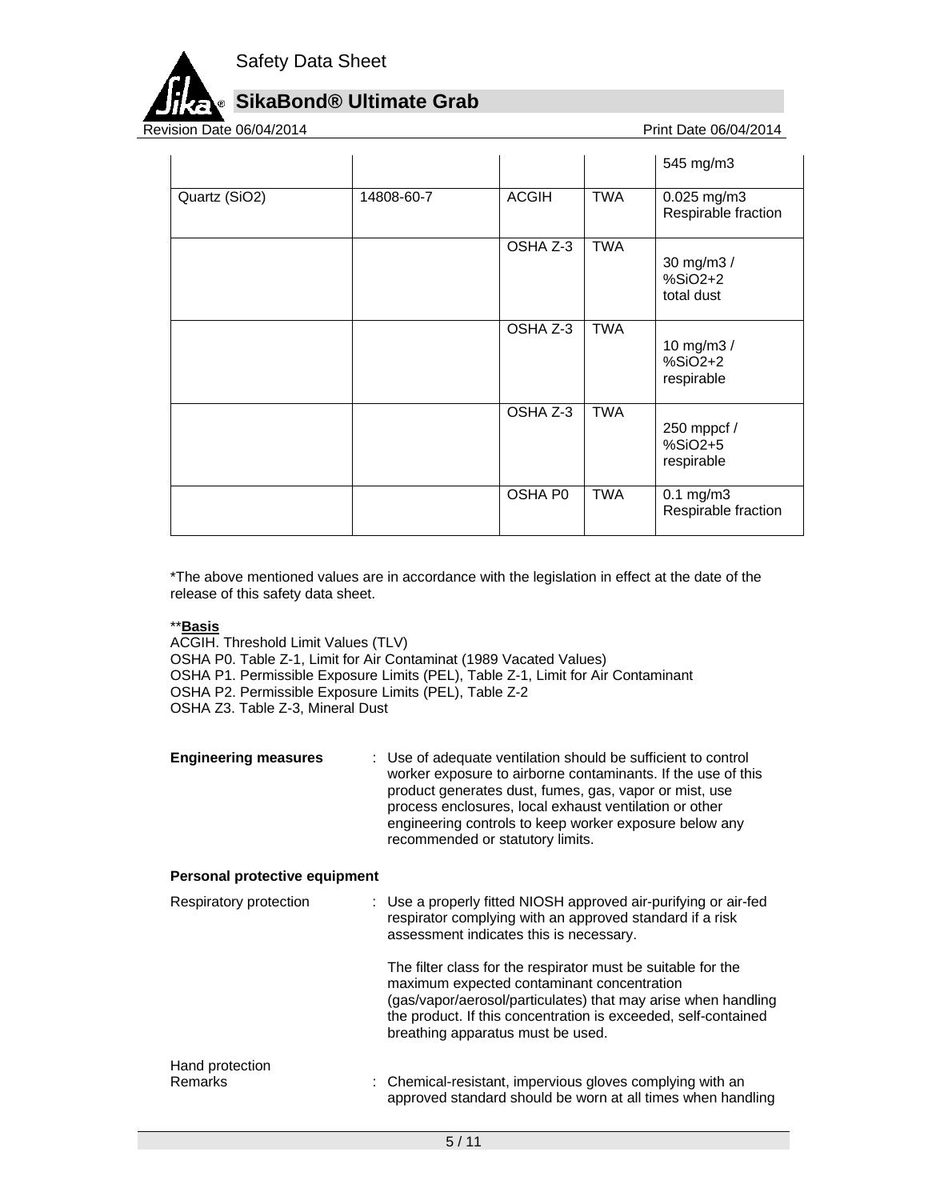| | | | | |
|---|---|---|---|---|
| | | | | 545 mg/m3 |
| Quartz ($SiO_2$) | 14808-60-7 | ACGIH | TWA | 0.025 mg/m3 Respirable fraction |
| | | OSHA Z-3 | TWA | 30 mg/m3 / %$SiO_2$+2 total dust |
| | | OSHA Z-3 | TWA | 10 mg/m3 / %$SiO_2$+2 respirable |
| | | OSHA Z-3 | TWA | 250 mppcf / %$SiO_2$+5 respirable |
| | | OSHA P0 | TWA | 0.1 mg/m3 Respirable fraction |

*The above mentioned values are in accordance with the legislation in effect at the date of the release of this safety data sheet.

****Basis**

ACGIH. Threshold Limit Values (TLV)
OSHA P0. Table Z-1, Limit for Air Contaminat (1989 Vacated Values)
OSHA P1. Permissible Exposure Limits (PEL), Table Z-1, Limit for Air Contaminant
OSHA P2. Permissible Exposure Limits (PEL), Table Z-2
OSHA Z3. Table Z-3, Mineral Dust

**Engineering measures** : Use of adequate ventilation should be sufficient to control worker exposure to airborne contaminants. If the use of this product generates dust, fumes, gas, vapor or mist, use process enclosures, local exhaust ventilation or other engineering controls to keep worker exposure below any recommended or statutory limits.

**Personal protective equipment**

Respiratory protection : Use a properly fitted NIOSH approved air-purifying or air-fed respirator complying with an approved standard if a risk assessment indicates this is necessary.

The filter class for the respirator must be suitable for the maximum expected contaminant concentration (gas/vapor/aerosol/particulates) that may arise when handling the product. If this concentration is exceeded, self-contained breathing apparatus must be used.

Hand protection
Remarks : Chemical-resistant, impervious gloves complying with an approved standard should be worn at all times when handling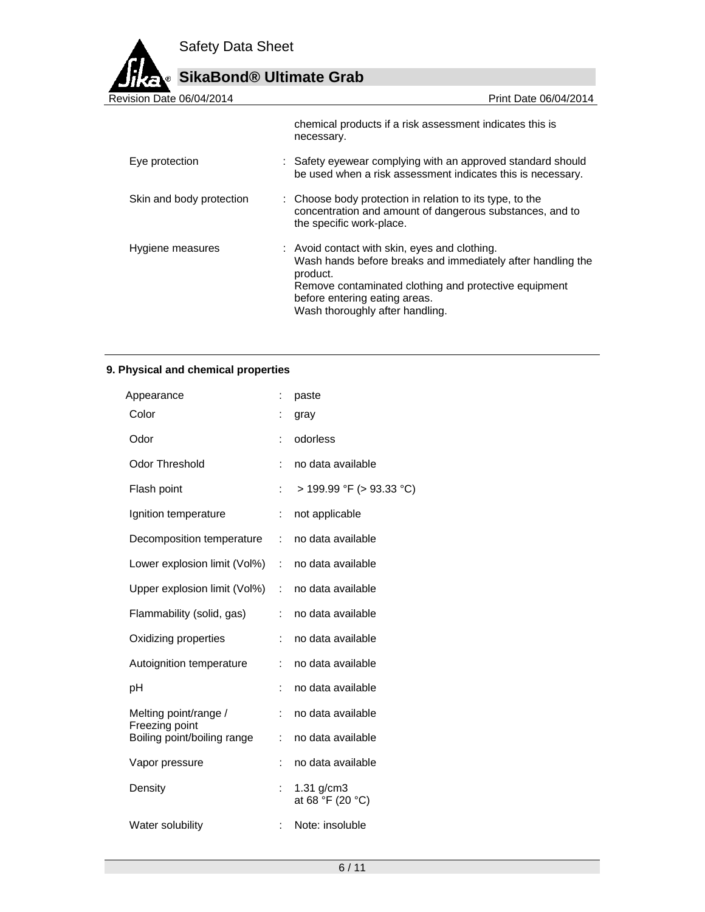| | | |
|---|---|---|
| | | chemical products if a risk assessment indicates this is necessary. |
| Eye protection | : | Safety eyewear complying with an approved standard should be used when a risk assessment indicates this is necessary. |
| Skin and body protection | : | Choose body protection in relation to its type, to the concentration and amount of dangerous substances, and to the specific work-place. |
| Hygiene measures | : | Avoid contact with skin, eyes and clothing.<br>Wash hands before breaks and immediately after handling the product.<br>Remove contaminated clothing and protective equipment before entering eating areas.<br>Wash thoroughly after handling. |

## 9. Physical and chemical properties

| | | |
|---|---|---|
| Appearance | : | paste |
| Color | : | gray |
| Odor | : | odorless |
| Odor Threshold | : | no data available |
| Flash point | : | > 199.99 °F (> 93.33 °C) |
| Ignition temperature | : | not applicable |
| Decomposition temperature | : | no data available |
| Lower explosion limit (Vol%) | : | no data available |
| Upper explosion limit (Vol%) | : | no data available |
| Flammability (solid, gas) | : | no data available |
| Oxidizing properties | : | no data available |
| Autoignition temperature | : | no data available |
| pH | : | no data available |
| Melting point/range / Freezing point | : | no data available |
| Boiling point/boiling range | : | no data available |
| Vapor pressure | : | no data available |
| Density | : | 1.31 g/cm3<br>at 68 °F (20 °C) |
| Water solubility | : | Note: insoluble |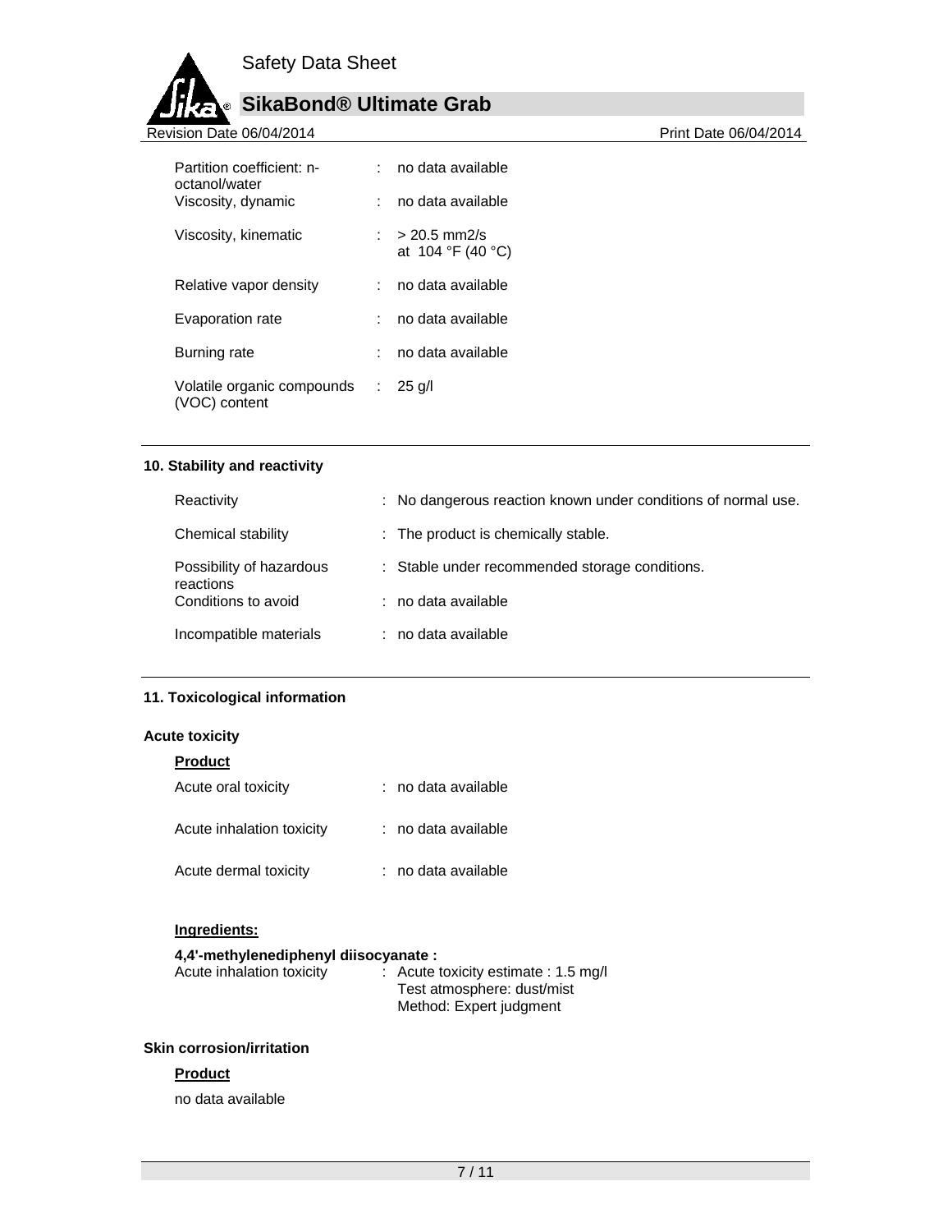| | | |
|---|---|---|
| Partition coefficient: n-octanol/water | : | no data available |
| Viscosity, dynamic | : | no data available |
| Viscosity, kinematic | : | > 20.5 mm2/s at 104 °F (40 °C) |
| Relative vapor density | : | no data available |
| Evaporation rate | : | no data available |
| Burning rate | : | no data available |
| Volatile organic compounds (VOC) content | : | 25 g/l |

## 10. Stability and reactivity

| | | |
|---|---|---|
| Reactivity | : | No dangerous reaction known under conditions of normal use. |
| Chemical stability | : | The product is chemically stable. |
| Possibility of hazardous reactions | : | Stable under recommended storage conditions. |
| Conditions to avoid | : | no data available |
| Incompatible materials | : | no data available |

## 11. Toxicological information

### Acute toxicity

**Product**

| | | |
|---|---|---|
| Acute oral toxicity | : | no data available |
| Acute inhalation toxicity | : | no data available |
| Acute dermal toxicity | : | no data available |

**Ingredients:**

**4,4'-methylenediphenyl diisocyanate :**

Acute inhalation toxicity : Acute toxicity estimate : 1.5 mg/l
Test atmosphere: dust/mist
Method: Expert judgment

### Skin corrosion/irritation

**Product**

no data available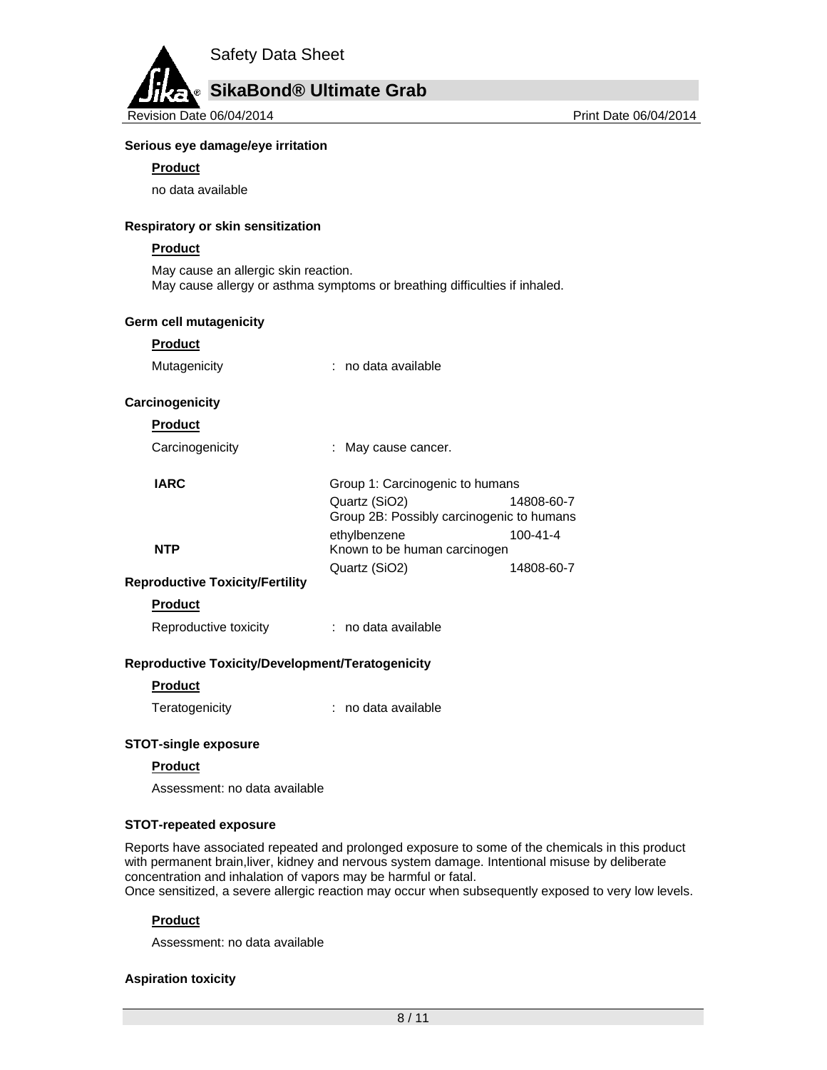**Serious eye damage/eye irritation**

**Product**

no data available

**Respiratory or skin sensitization**

**Product**

May cause an allergic skin reaction.
May cause allergy or asthma symptoms or breathing difficulties if inhaled.

**Germ cell mutagenicity**

**Product**

Mutagenicity : no data available

**Carcinogenicity**

**Product**

Carcinogenicity : May cause cancer.

| | | |
|---|---|---|
| **IARC** | Group 1: Carcinogenic to humans | |
| | Quartz ($SiO_2$) | 14808-60-7 |
| | Group 2B: Possibly carcinogenic to humans | |
| | ethylbenzene | 100-41-4 |
| **NTP** | Known to be human carcinogen | |
| | Quartz ($SiO_2$) | 14808-60-7 |

**Reproductive Toxicity/Fertility**

**Product**

Reproductive toxicity : no data available

**Reproductive Toxicity/Development/Teratogenicity**

**Product**

Teratogenicity : no data available

**STOT-single exposure**

**Product**

Assessment: no data available

**STOT-repeated exposure**

Reports have associated repeated and prolonged exposure to some of the chemicals in this product with permanent brain,liver, kidney and nervous system damage. Intentional misuse by deliberate concentration and inhalation of vapors may be harmful or fatal.
Once sensitized, a severe allergic reaction may occur when subsequently exposed to very low levels.

**Product**

Assessment: no data available

**Aspiration toxicity**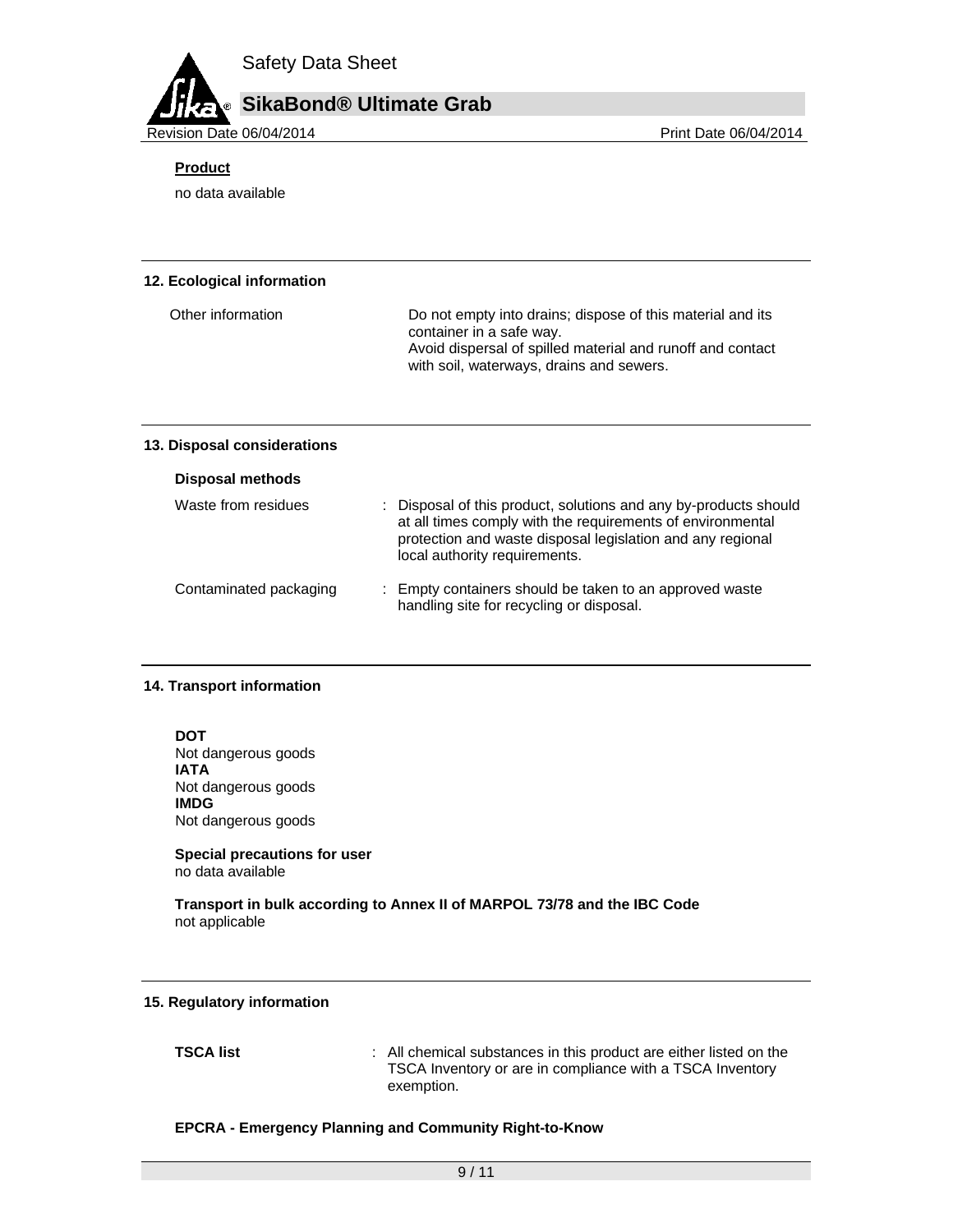**Product**

no data available

## 12. Ecological information

| | |
|---|---|
| Other information | Do not empty into drains; dispose of this material and its container in a safe way.<br>Avoid dispersal of spilled material and runoff and contact with soil, waterways, drains and sewers. |

## 13. Disposal considerations

**Disposal methods**

| | |
|---|---|
| Waste from residues | : Disposal of this product, solutions and any by-products should at all times comply with the requirements of environmental protection and waste disposal legislation and any regional local authority requirements. |
| Contaminated packaging | : Empty containers should be taken to an approved waste handling site for recycling or disposal. |

## 14. Transport information

**DOT**
Not dangerous goods
**IATA**
Not dangerous goods
**IMDG**
Not dangerous goods

**Special precautions for user**
no data available

**Transport in bulk according to Annex II of MARPOL 73/78 and the IBC Code**
not applicable

## 15. Regulatory information

| | |
|---|---|
| **TSCA list** | : All chemical substances in this product are either listed on the TSCA Inventory or are in compliance with a TSCA Inventory exemption. |

**EPCRA - Emergency Planning and Community Right-to-Know**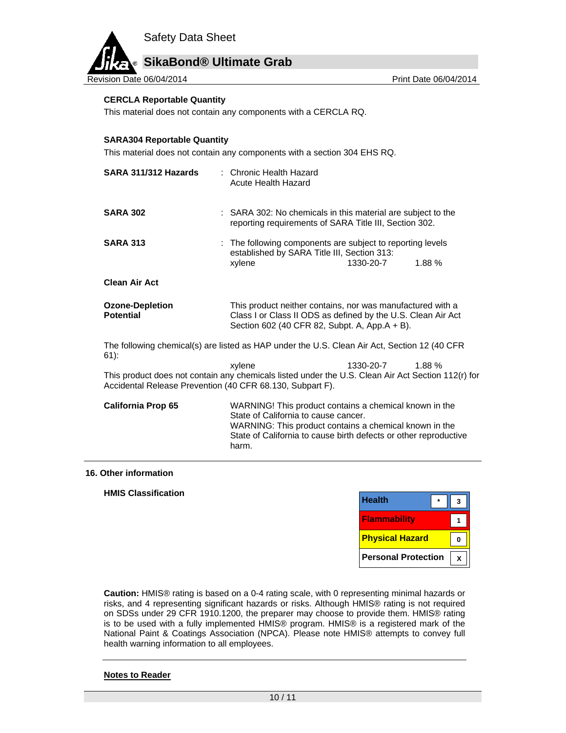**CERCLA Reportable Quantity**

This material does not contain any components with a CERCLA RQ.

**SARA304 Reportable Quantity**

This material does not contain any components with a section 304 EHS RQ.

**SARA 311/312 Hazards** : Chronic Health Hazard
Acute Health Hazard

**SARA 302** : SARA 302: No chemicals in this material are subject to the reporting requirements of SARA Title III, Section 302.

**SARA 313** : The following components are subject to reporting levels established by SARA Title III, Section 313:

| | | |
|---|---|---|
| xylene | 1330-20-7 | 1.88 % |

**Clean Air Act**

**Ozone-Depletion Potential** This product neither contains, nor was manufactured with a Class I or Class II ODS as defined by the U.S. Clean Air Act Section 602 (40 CFR 82, Subpt. A, App.A + B).

The following chemical(s) are listed as HAP under the U.S. Clean Air Act, Section 12 (40 CFR 61):

| | | |
|---|---|---|
| xylene | 1330-20-7 | 1.88 % |

This product does not contain any chemicals listed under the U.S. Clean Air Act Section 112(r) for Accidental Release Prevention (40 CFR 68.130, Subpart F).

**California Prop 65** WARNING! This product contains a chemical known in the State of California to cause cancer.
WARNING: This product contains a chemical known in the State of California to cause birth defects or other reproductive harm.

## 16. Other information

**HMIS Classification**

| | | |
|---|---|---|
| Health | * | 3 |
| Flammability | | 1 |
| Physical Hazard | | 0 |
| Personal Protection | | X |

**Caution:** HMIS® rating is based on a 0-4 rating scale, with 0 representing minimal hazards or risks, and 4 representing significant hazards or risks. Although HMIS® rating is not required on SDSs under 29 CFR 1910.1200, the preparer may choose to provide them. HMIS® rating is to be used with a fully implemented HMIS® program. HMIS® is a registered mark of the National Paint & Coatings Association (NPCA). Please note HMIS® attempts to convey full health warning information to all employees.

**Notes to Reader**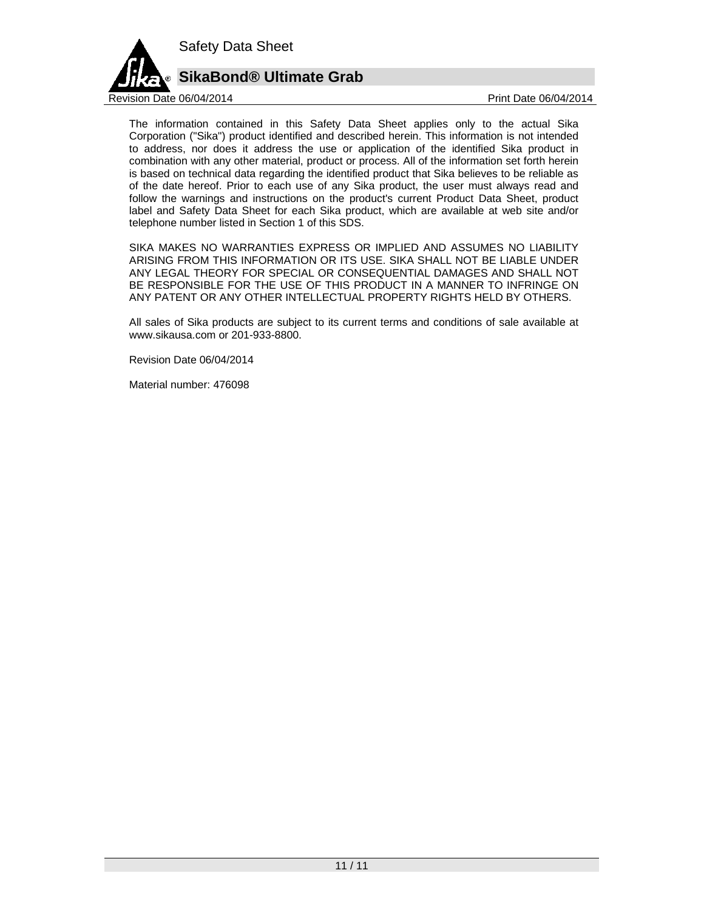The information contained in this Safety Data Sheet applies only to the actual Sika Corporation ("Sika") product identified and described herein. This information is not intended to address, nor does it address the use or application of the identified Sika product in combination with any other material, product or process. All of the information set forth herein is based on technical data regarding the identified product that Sika believes to be reliable as of the date hereof. Prior to each use of any Sika product, the user must always read and follow the warnings and instructions on the product's current Product Data Sheet, product label and Safety Data Sheet for each Sika product, which are available at web site and/or telephone number listed in Section 1 of this SDS.

SIKA MAKES NO WARRANTIES EXPRESS OR IMPLIED AND ASSUMES NO LIABILITY ARISING FROM THIS INFORMATION OR ITS USE. SIKA SHALL NOT BE LIABLE UNDER ANY LEGAL THEORY FOR SPECIAL OR CONSEQUENTIAL DAMAGES AND SHALL NOT BE RESPONSIBLE FOR THE USE OF THIS PRODUCT IN A MANNER TO INFRINGE ON ANY PATENT OR ANY OTHER INTELLECTUAL PROPERTY RIGHTS HELD BY OTHERS.

All sales of Sika products are subject to its current terms and conditions of sale available at www.sikausa.com or 201-933-8800.

Revision Date 06/04/2014

Material number: 476098